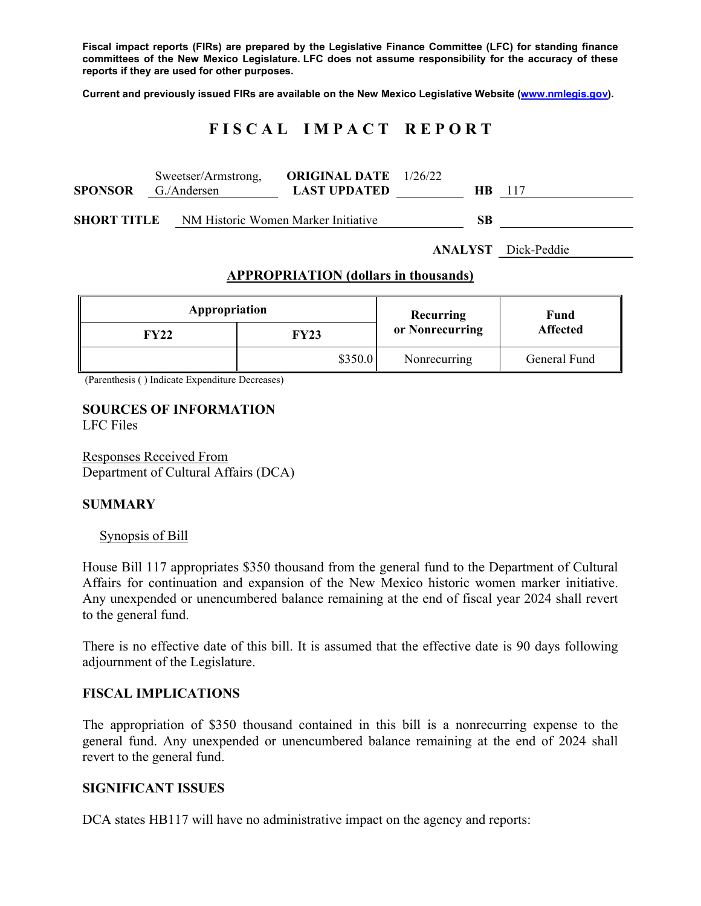**Fiscal impact reports (FIRs) are prepared by the Legislative Finance Committee (LFC) for standing finance committees of the New Mexico Legislature. LFC does not assume responsibility for the accuracy of these reports if they are used for other purposes.**

**Current and previously issued FIRs are available on the New Mexico Legislative Website (www.nmlegis.gov).**

# FISCAL IMPACT REPORT

**SPONSOR** Sweetser/Armstrong, G./Andersen **ORIGINAL DATE** 1/26/22 **LAST UPDATED** **HB** 117

**SHORT TITLE** NM Historic Women Marker Initiative **SB**

**ANALYST** Dick-Peddie

## APPROPRIATION (dollars in thousands)

| Appropriation | | Recurring or Nonrecurring | Fund Affected |
|---|---|---|---|
| **FY22** | **FY23** | | |
| | $350.0 | Nonrecurring | General Fund |

(Parenthesis ( ) Indicate Expenditure Decreases)

## SOURCES OF INFORMATION

LFC Files

Responses Received From
Department of Cultural Affairs (DCA)

## SUMMARY

Synopsis of Bill

House Bill 117 appropriates $350 thousand from the general fund to the Department of Cultural Affairs for continuation and expansion of the New Mexico historic women marker initiative. Any unexpended or unencumbered balance remaining at the end of fiscal year 2024 shall revert to the general fund.

There is no effective date of this bill. It is assumed that the effective date is 90 days following adjournment of the Legislature.

## FISCAL IMPLICATIONS

The appropriation of $350 thousand contained in this bill is a nonrecurring expense to the general fund. Any unexpended or unencumbered balance remaining at the end of 2024 shall revert to the general fund.

## SIGNIFICANT ISSUES

DCA states HB117 will have no administrative impact on the agency and reports: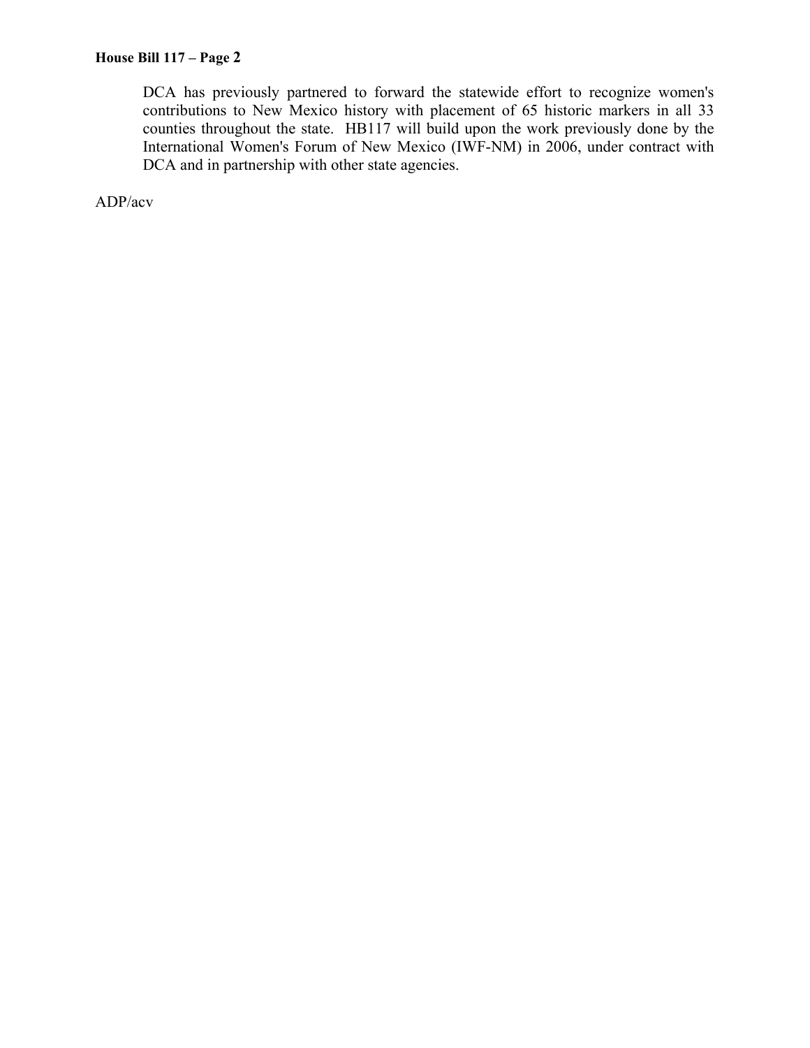DCA has previously partnered to forward the statewide effort to recognize women's contributions to New Mexico history with placement of 65 historic markers in all 33 counties throughout the state. HB117 will build upon the work previously done by the International Women's Forum of New Mexico (IWF-NM) in 2006, under contract with DCA and in partnership with other state agencies.

ADP/acv